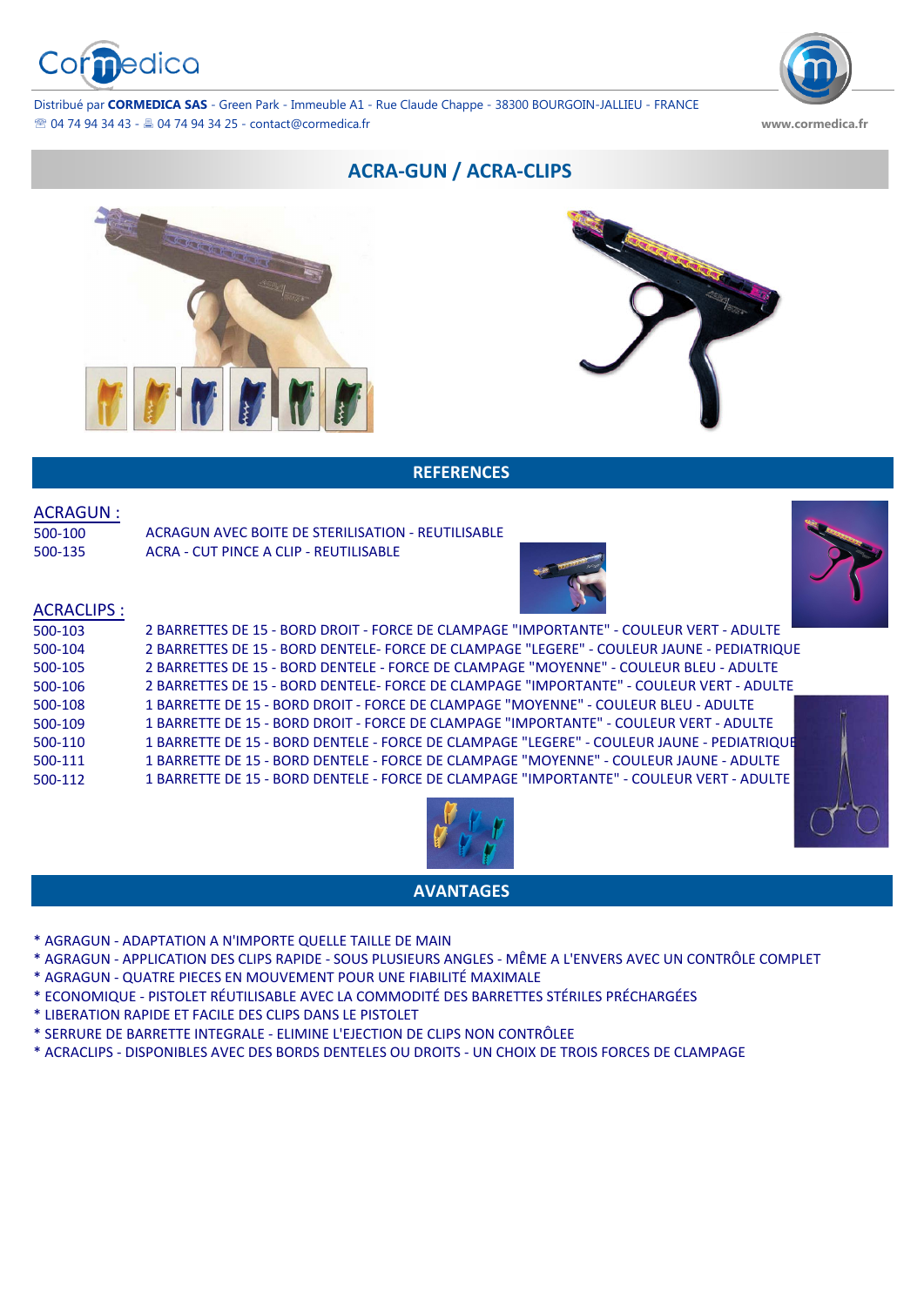Distribué par **CORMEDICA SAS** - Green Park - Immeuble A1 - Rue Claude Chappe - 38300 BOURGOIN-JALLIEU - FRANCE
☎ 04 74 94 34 43 - 🖷 04 74 94 34 25 - contact@cormedica.fr

www.cormedica.fr

# ACRA-GUN / ACRA-CLIPS

## REFERENCES

### ACRAGUN :

| | |
|---|---|
| 500-100 | ACRAGUN AVEC BOITE DE STERILISATION - REUTILISABLE |
| 500-135 | ACRA - CUT PINCE A CLIP - REUTILISABLE |

### ACRACLIPS :

| | |
|---|---|
| 500-103 | 2 BARRETTES DE 15 - BORD DROIT - FORCE DE CLAMPAGE "IMPORTANTE" - COULEUR VERT - ADULTE |
| 500-104 | 2 BARRETTES DE 15 - BORD DENTELE- FORCE DE CLAMPAGE "LEGERE" - COULEUR JAUNE - PEDIATRIQUE |
| 500-105 | 2 BARRETTES DE 15 - BORD DENTELE - FORCE DE CLAMPAGE "MOYENNE" - COULEUR BLEU - ADULTE |
| 500-106 | 2 BARRETTES DE 15 - BORD DENTELE- FORCE DE CLAMPAGE "IMPORTANTE" - COULEUR VERT - ADULTE |
| 500-108 | 1 BARRETTE DE 15 - BORD DROIT - FORCE DE CLAMPAGE "MOYENNE" - COULEUR BLEU - ADULTE |
| 500-109 | 1 BARRETTE DE 15 - BORD DROIT - FORCE DE CLAMPAGE "IMPORTANTE" - COULEUR VERT - ADULTE |
| 500-110 | 1 BARRETTE DE 15 - BORD DENTELE - FORCE DE CLAMPAGE "LEGERE" - COULEUR JAUNE - PEDIATRIQUE |
| 500-111 | 1 BARRETTE DE 15 - BORD DENTELE - FORCE DE CLAMPAGE "MOYENNE" - COULEUR JAUNE - ADULTE |
| 500-112 | 1 BARRETTE DE 15 - BORD DENTELE - FORCE DE CLAMPAGE "IMPORTANTE" - COULEUR VERT - ADULTE |

## AVANTAGES

* AGRAGUN - ADAPTATION A N'IMPORTE QUELLE TAILLE DE MAIN
* AGRAGUN - APPLICATION DES CLIPS RAPIDE - SOUS PLUSIEURS ANGLES - MÊME A L'ENVERS AVEC UN CONTRÔLE COMPLET
* AGRAGUN - QUATRE PIECES EN MOUVEMENT POUR UNE FIABILITÉ MAXIMALE
* ECONOMIQUE - PISTOLET RÉUTILISABLE AVEC LA COMMODITÉ DES BARRETTES STÉRILES PRÉCHARGÉES
* LIBERATION RAPIDE ET FACILE DES CLIPS DANS LE PISTOLET
* SERRURE DE BARRETTE INTEGRALE - ELIMINE L'EJECTION DE CLIPS NON CONTRÔLEE
* ACRACLIPS - DISPONIBLES AVEC DES BORDS DENTELES OU DROITS - UN CHOIX DE TROIS FORCES DE CLAMPAGE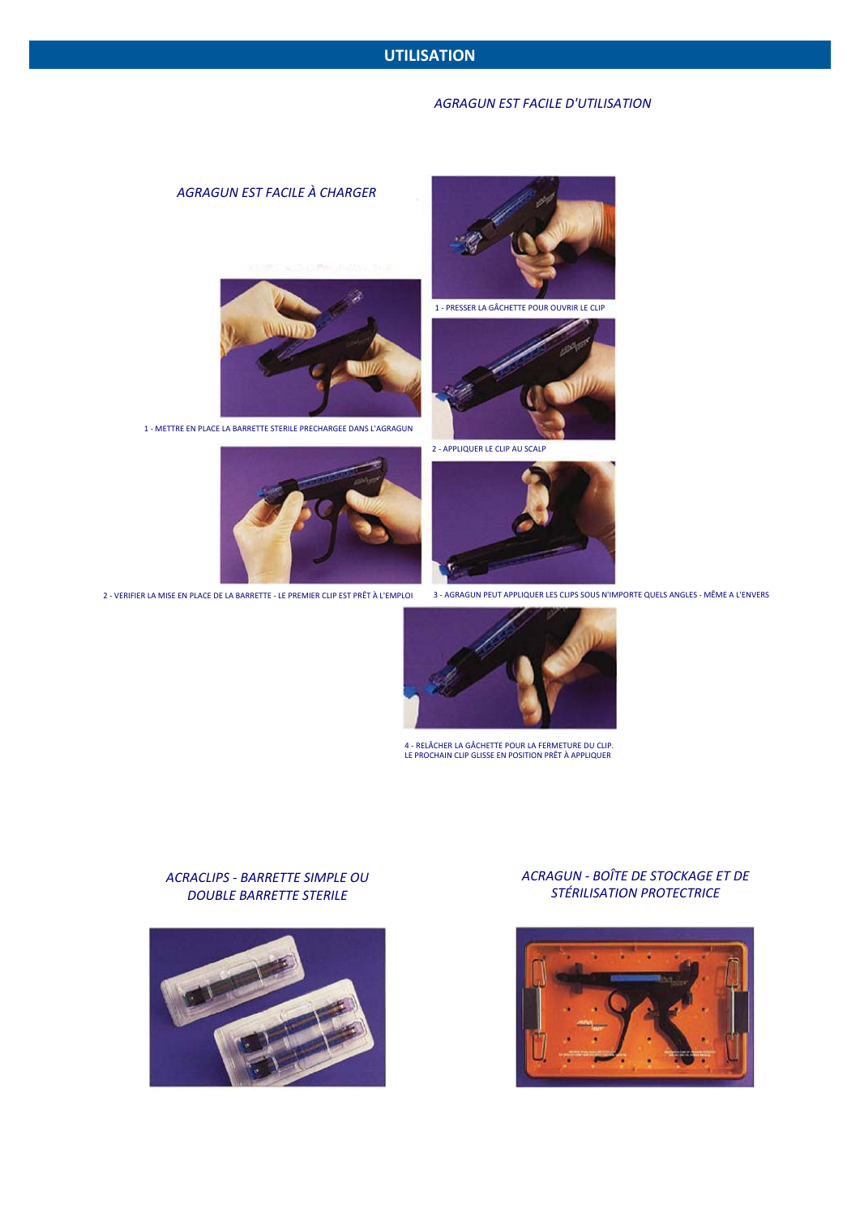# UTILISATION

*AGRAGUN EST FACILE D'UTILISATION*

*AGRAGUN EST FACILE À CHARGER*

1 - METTRE EN PLACE LA BARRETTE STERILE PRECHARGEE DANS L'AGRAGUN

2 - VERIFIER LA MISE EN PLACE DE LA BARRETTE - LE PREMIER CLIP EST PRÊT À L'EMPLOI

1 - PRESSER LA GÂCHETTE POUR OUVRIR LE CLIP

2 - APPLIQUER LE CLIP AU SCALP

3 - AGRAGUN PEUT APPLIQUER LES CLIPS SOUS N'IMPORTE QUELS ANGLES - MÊME A L'ENVERS

4 - RELÂCHER LA GÂCHETTE POUR LA FERMETURE DU CLIP.
LE PROCHAIN CLIP GLISSE EN POSITION PRÊT À APPLIQUER

*ACRACLIPS - BARRETTE SIMPLE OU DOUBLE BARRETTE STERILE*

*ACRAGUN - BOÎTE DE STOCKAGE ET DE STÉRILISATION PROTECTRICE*